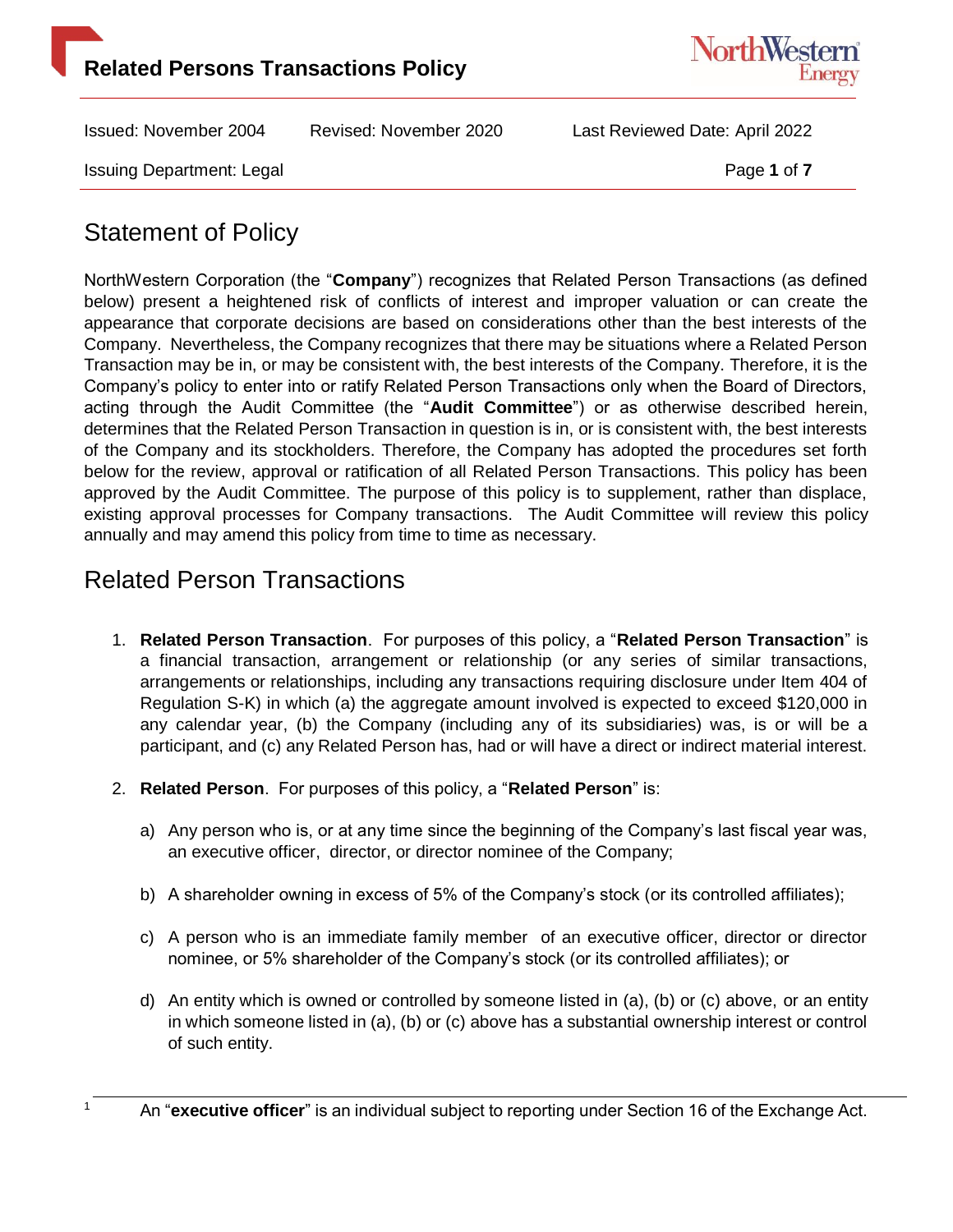# Related Persons Transactions Policy

Issued: November 2004    Revised: November 2020    Last Reviewed Date: April 2022

Issuing Department: Legal

## Statement of Policy

NorthWestern Corporation (the "**Company**") recognizes that Related Person Transactions (as defined below) present a heightened risk of conflicts of interest and improper valuation or can create the appearance that corporate decisions are based on considerations other than the best interests of the Company. Nevertheless, the Company recognizes that there may be situations where a Related Person Transaction may be in, or may be consistent with, the best interests of the Company. Therefore, it is the Company's policy to enter into or ratify Related Person Transactions only when the Board of Directors, acting through the Audit Committee (the "**Audit Committee**") or as otherwise described herein, determines that the Related Person Transaction in question is in, or is consistent with, the best interests of the Company and its stockholders. Therefore, the Company has adopted the procedures set forth below for the review, approval or ratification of all Related Person Transactions. This policy has been approved by the Audit Committee. The purpose of this policy is to supplement, rather than displace, existing approval processes for Company transactions. The Audit Committee will review this policy annually and may amend this policy from time to time as necessary.

## Related Person Transactions

1. **Related Person Transaction**. For purposes of this policy, a "**Related Person Transaction**" is a financial transaction, arrangement or relationship (or any series of similar transactions, arrangements or relationships, including any transactions requiring disclosure under Item 404 of Regulation S-K) in which (a) the aggregate amount involved is expected to exceed $120,000 in any calendar year, (b) the Company (including any of its subsidiaries) was, is or will be a participant, and (c) any Related Person has, had or will have a direct or indirect material interest.

2. **Related Person**. For purposes of this policy, a "**Related Person**" is:

   a) Any person who is, or at any time since the beginning of the Company's last fiscal year was, an executive officer, director, or director nominee of the Company;

   b) A shareholder owning in excess of 5% of the Company's stock (or its controlled affiliates);

   c) A person who is an immediate family member of an executive officer, director or director nominee, or 5% shareholder of the Company's stock (or its controlled affiliates); or

   d) An entity which is owned or controlled by someone listed in (a), (b) or (c) above, or an entity in which someone listed in (a), (b) or (c) above has a substantial ownership interest or control of such entity.

[1] An "**executive officer**" is an individual subject to reporting under Section 16 of the Exchange Act.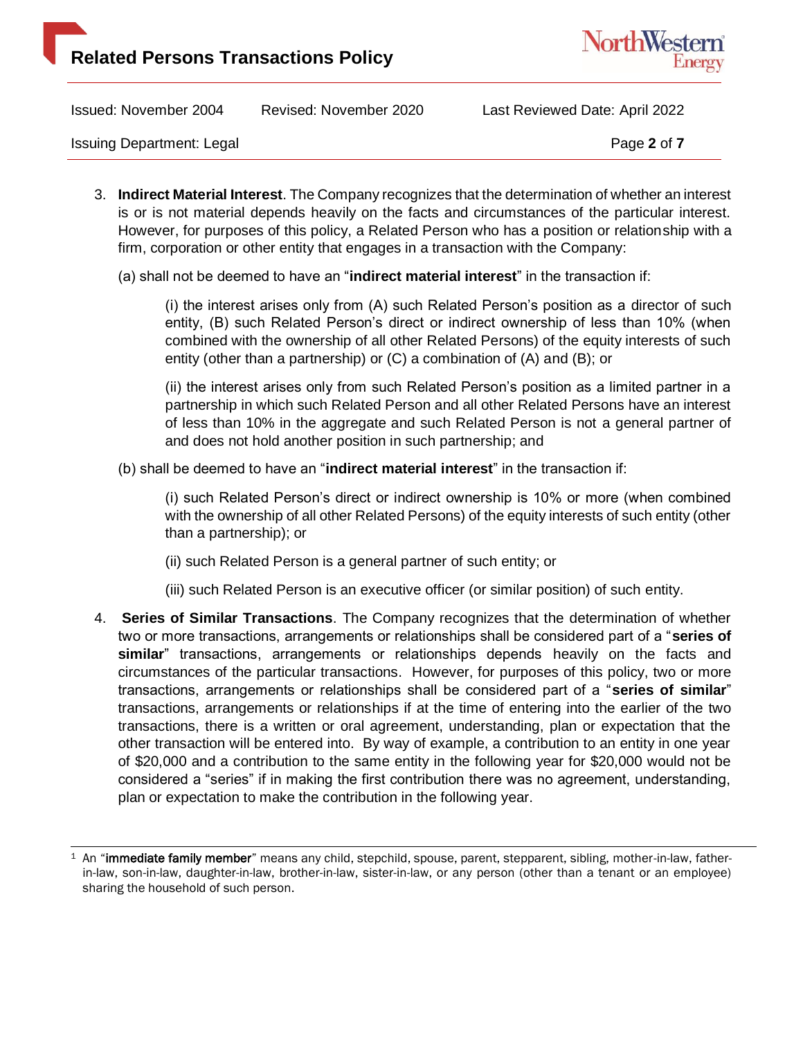3. **Indirect Material Interest**. The Company recognizes that the determination of whether an interest is or is not material depends heavily on the facts and circumstances of the particular interest. However, for purposes of this policy, a Related Person who has a position or relationship with a firm, corporation or other entity that engages in a transaction with the Company:

   (a) shall not be deemed to have an "**indirect material interest**" in the transaction if:

   > (i) the interest arises only from (A) such Related Person's position as a director of such entity, (B) such Related Person's direct or indirect ownership of less than 10% (when combined with the ownership of all other Related Persons) of the equity interests of such entity (other than a partnership) or (C) a combination of (A) and (B); or
   >
   > (ii) the interest arises only from such Related Person's position as a limited partner in a partnership in which such Related Person and all other Related Persons have an interest of less than 10% in the aggregate and such Related Person is not a general partner of and does not hold another position in such partnership; and

   (b) shall be deemed to have an "**indirect material interest**" in the transaction if:

   > (i) such Related Person's direct or indirect ownership is 10% or more (when combined with the ownership of all other Related Persons) of the equity interests of such entity (other than a partnership); or
   >
   > (ii) such Related Person is a general partner of such entity; or
   >
   > (iii) such Related Person is an executive officer (or similar position) of such entity.

4. **Series of Similar Transactions**. The Company recognizes that the determination of whether two or more transactions, arrangements or relationships shall be considered part of a "**series of similar**" transactions, arrangements or relationships depends heavily on the facts and circumstances of the particular transactions. However, for purposes of this policy, two or more transactions, arrangements or relationships shall be considered part of a "**series of similar**" transactions, arrangements or relationships if at the time of entering into the earlier of the two transactions, there is a written or oral agreement, understanding, plan or expectation that the other transaction will be entered into. By way of example, a contribution to an entity in one year of $20,000 and a contribution to the same entity in the following year for $20,000 would not be considered a "series" if in making the first contribution there was no agreement, understanding, plan or expectation to make the contribution in the following year.

---

[1] An "**immediate family member**" means any child, stepchild, spouse, parent, stepparent, sibling, mother-in-law, father-in-law, son-in-law, daughter-in-law, brother-in-law, sister-in-law, or any person (other than a tenant or an employee) sharing the household of such person.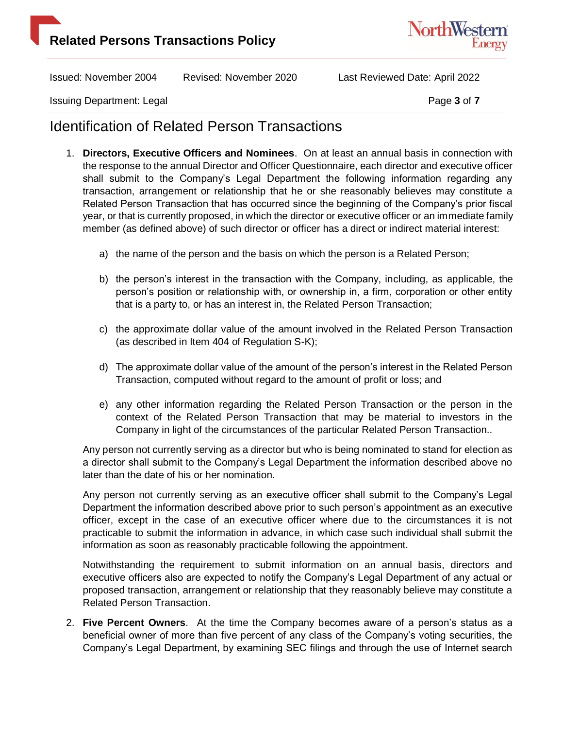# Identification of Related Person Transactions

1. **Directors, Executive Officers and Nominees**. On at least an annual basis in connection with the response to the annual Director and Officer Questionnaire, each director and executive officer shall submit to the Company's Legal Department the following information regarding any transaction, arrangement or relationship that he or she reasonably believes may constitute a Related Person Transaction that has occurred since the beginning of the Company's prior fiscal year, or that is currently proposed, in which the director or executive officer or an immediate family member (as defined above) of such director or officer has a direct or indirect material interest:

    a) the name of the person and the basis on which the person is a Related Person;

    b) the person's interest in the transaction with the Company, including, as applicable, the person's position or relationship with, or ownership in, a firm, corporation or other entity that is a party to, or has an interest in, the Related Person Transaction;

    c) the approximate dollar value of the amount involved in the Related Person Transaction (as described in Item 404 of Regulation S-K);

    d) The approximate dollar value of the amount of the person's interest in the Related Person Transaction, computed without regard to the amount of profit or loss; and

    e) any other information regarding the Related Person Transaction or the person in the context of the Related Person Transaction that may be material to investors in the Company in light of the circumstances of the particular Related Person Transaction..

    Any person not currently serving as a director but who is being nominated to stand for election as a director shall submit to the Company's Legal Department the information described above no later than the date of his or her nomination.

    Any person not currently serving as an executive officer shall submit to the Company's Legal Department the information described above prior to such person's appointment as an executive officer, except in the case of an executive officer where due to the circumstances it is not practicable to submit the information in advance, in which case such individual shall submit the information as soon as reasonably practicable following the appointment.

    Notwithstanding the requirement to submit information on an annual basis, directors and executive officers also are expected to notify the Company's Legal Department of any actual or proposed transaction, arrangement or relationship that they reasonably believe may constitute a Related Person Transaction.

2. **Five Percent Owners**. At the time the Company becomes aware of a person's status as a beneficial owner of more than five percent of any class of the Company's voting securities, the Company's Legal Department, by examining SEC filings and through the use of Internet search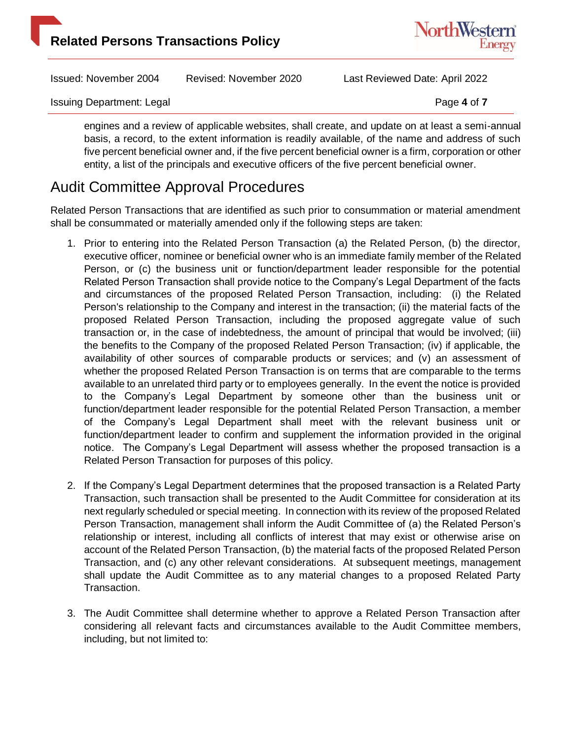engines and a review of applicable websites, shall create, and update on at least a semi-annual basis, a record, to the extent information is readily available, of the name and address of such five percent beneficial owner and, if the five percent beneficial owner is a firm, corporation or other entity, a list of the principals and executive officers of the five percent beneficial owner.

## Audit Committee Approval Procedures

Related Person Transactions that are identified as such prior to consummation or material amendment shall be consummated or materially amended only if the following steps are taken:

1. Prior to entering into the Related Person Transaction (a) the Related Person, (b) the director, executive officer, nominee or beneficial owner who is an immediate family member of the Related Person, or (c) the business unit or function/department leader responsible for the potential Related Person Transaction shall provide notice to the Company's Legal Department of the facts and circumstances of the proposed Related Person Transaction, including: (i) the Related Person's relationship to the Company and interest in the transaction; (ii) the material facts of the proposed Related Person Transaction, including the proposed aggregate value of such transaction or, in the case of indebtedness, the amount of principal that would be involved; (iii) the benefits to the Company of the proposed Related Person Transaction; (iv) if applicable, the availability of other sources of comparable products or services; and (v) an assessment of whether the proposed Related Person Transaction is on terms that are comparable to the terms available to an unrelated third party or to employees generally. In the event the notice is provided to the Company's Legal Department by someone other than the business unit or function/department leader responsible for the potential Related Person Transaction, a member of the Company's Legal Department shall meet with the relevant business unit or function/department leader to confirm and supplement the information provided in the original notice. The Company's Legal Department will assess whether the proposed transaction is a Related Person Transaction for purposes of this policy.

2. If the Company's Legal Department determines that the proposed transaction is a Related Party Transaction, such transaction shall be presented to the Audit Committee for consideration at its next regularly scheduled or special meeting. In connection with its review of the proposed Related Person Transaction, management shall inform the Audit Committee of (a) the Related Person's relationship or interest, including all conflicts of interest that may exist or otherwise arise on account of the Related Person Transaction, (b) the material facts of the proposed Related Person Transaction, and (c) any other relevant considerations. At subsequent meetings, management shall update the Audit Committee as to any material changes to a proposed Related Party Transaction.

3. The Audit Committee shall determine whether to approve a Related Person Transaction after considering all relevant facts and circumstances available to the Audit Committee members, including, but not limited to: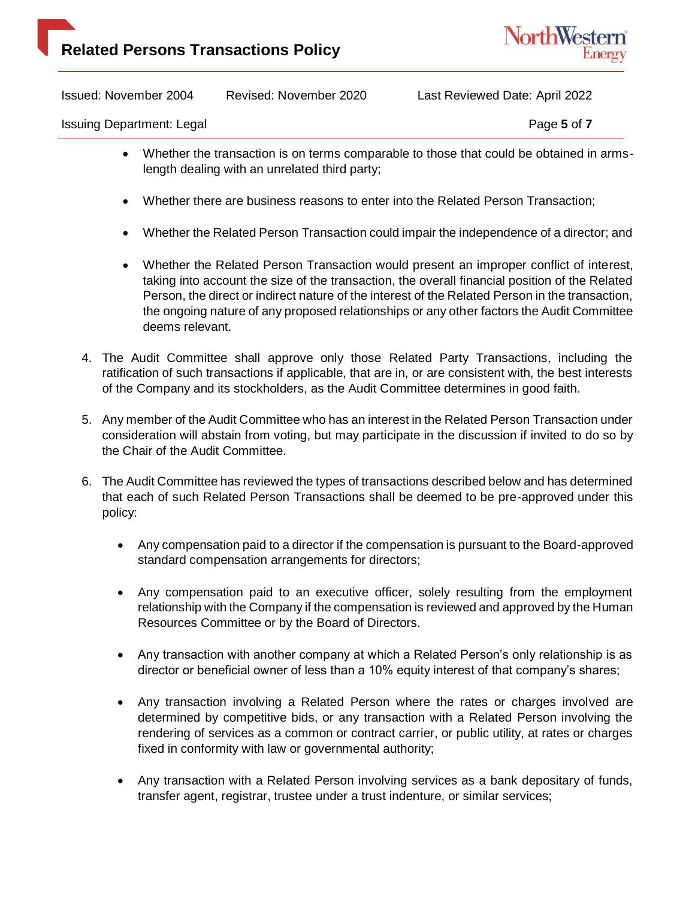- Whether the transaction is on terms comparable to those that could be obtained in arms-length dealing with an unrelated third party;

- Whether there are business reasons to enter into the Related Person Transaction;

- Whether the Related Person Transaction could impair the independence of a director; and

- Whether the Related Person Transaction would present an improper conflict of interest, taking into account the size of the transaction, the overall financial position of the Related Person, the direct or indirect nature of the interest of the Related Person in the transaction, the ongoing nature of any proposed relationships or any other factors the Audit Committee deems relevant.

4. The Audit Committee shall approve only those Related Party Transactions, including the ratification of such transactions if applicable, that are in, or are consistent with, the best interests of the Company and its stockholders, as the Audit Committee determines in good faith.

5. Any member of the Audit Committee who has an interest in the Related Person Transaction under consideration will abstain from voting, but may participate in the discussion if invited to do so by the Chair of the Audit Committee.

6. The Audit Committee has reviewed the types of transactions described below and has determined that each of such Related Person Transactions shall be deemed to be pre-approved under this policy:

   - Any compensation paid to a director if the compensation is pursuant to the Board-approved standard compensation arrangements for directors;

   - Any compensation paid to an executive officer, solely resulting from the employment relationship with the Company if the compensation is reviewed and approved by the Human Resources Committee or by the Board of Directors.

   - Any transaction with another company at which a Related Person's only relationship is as director or beneficial owner of less than a 10% equity interest of that company's shares;

   - Any transaction involving a Related Person where the rates or charges involved are determined by competitive bids, or any transaction with a Related Person involving the rendering of services as a common or contract carrier, or public utility, at rates or charges fixed in conformity with law or governmental authority;

   - Any transaction with a Related Person involving services as a bank depositary of funds, transfer agent, registrar, trustee under a trust indenture, or similar services;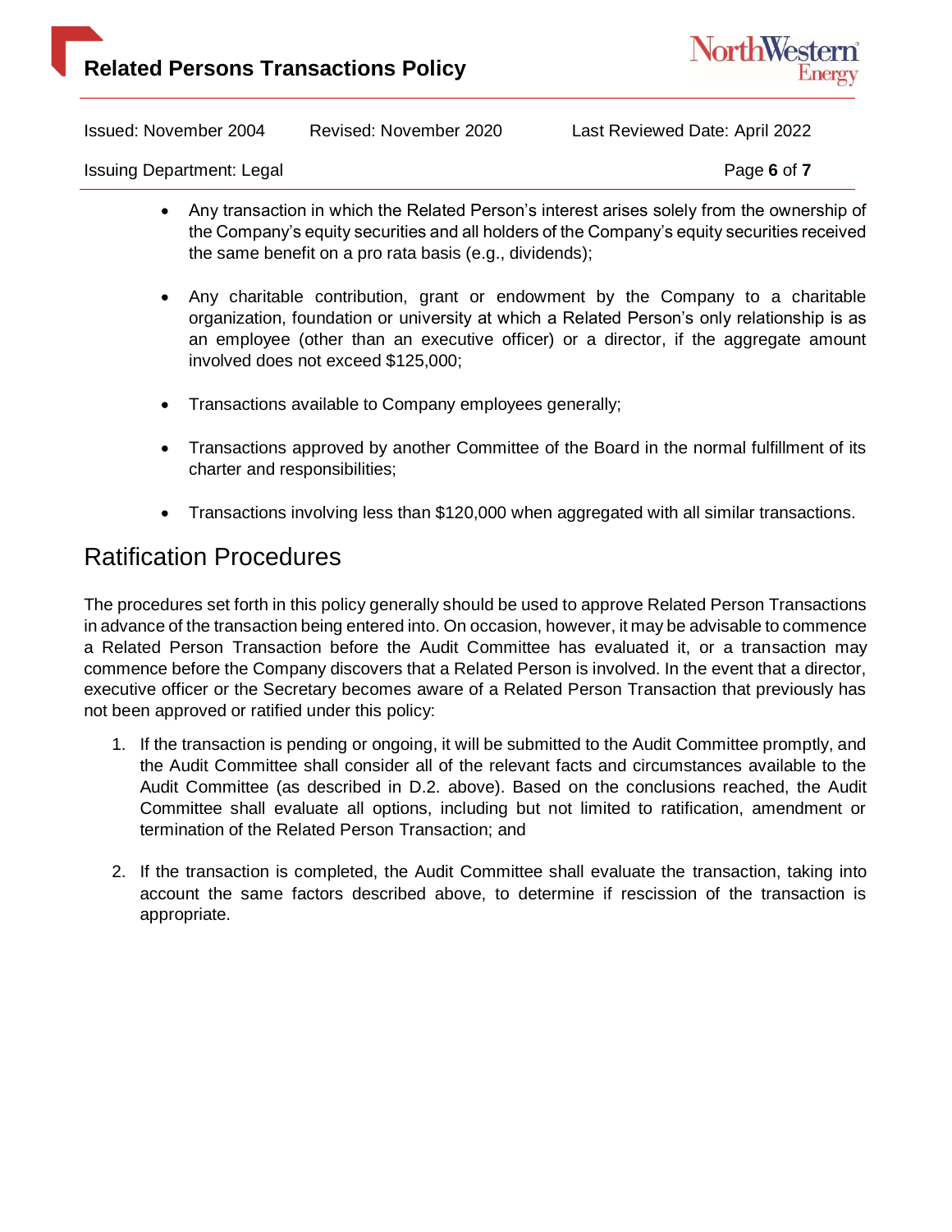- Any transaction in which the Related Person's interest arises solely from the ownership of the Company's equity securities and all holders of the Company's equity securities received the same benefit on a pro rata basis (e.g., dividends);

- Any charitable contribution, grant or endowment by the Company to a charitable organization, foundation or university at which a Related Person's only relationship is as an employee (other than an executive officer) or a director, if the aggregate amount involved does not exceed $125,000;

- Transactions available to Company employees generally;

- Transactions approved by another Committee of the Board in the normal fulfillment of its charter and responsibilities;

- Transactions involving less than $120,000 when aggregated with all similar transactions.

## Ratification Procedures

The procedures set forth in this policy generally should be used to approve Related Person Transactions in advance of the transaction being entered into. On occasion, however, it may be advisable to commence a Related Person Transaction before the Audit Committee has evaluated it, or a transaction may commence before the Company discovers that a Related Person is involved. In the event that a director, executive officer or the Secretary becomes aware of a Related Person Transaction that previously has not been approved or ratified under this policy:

1. If the transaction is pending or ongoing, it will be submitted to the Audit Committee promptly, and the Audit Committee shall consider all of the relevant facts and circumstances available to the Audit Committee (as described in D.2. above). Based on the conclusions reached, the Audit Committee shall evaluate all options, including but not limited to ratification, amendment or termination of the Related Person Transaction; and

2. If the transaction is completed, the Audit Committee shall evaluate the transaction, taking into account the same factors described above, to determine if rescission of the transaction is appropriate.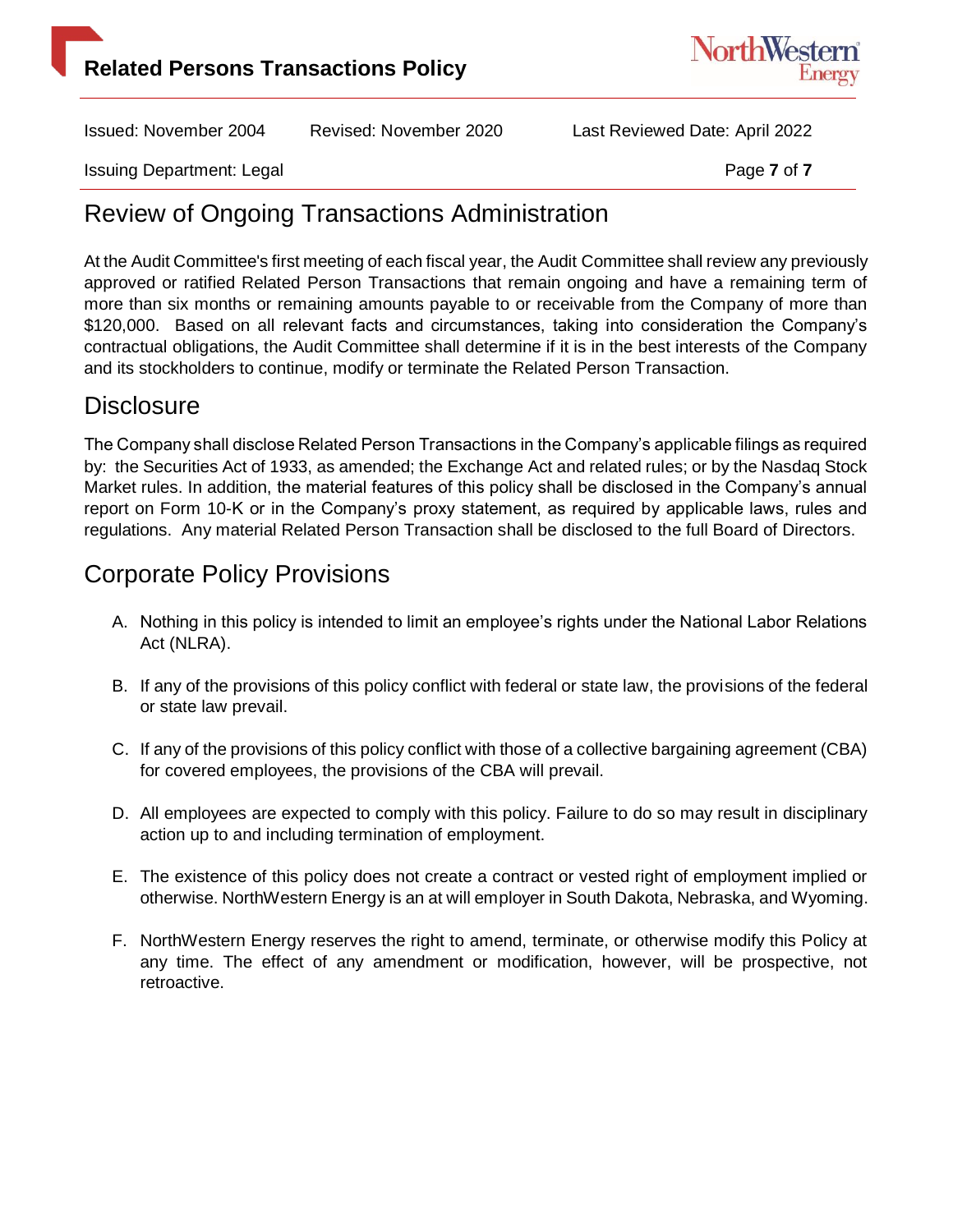## Review of Ongoing Transactions Administration

At the Audit Committee's first meeting of each fiscal year, the Audit Committee shall review any previously approved or ratified Related Person Transactions that remain ongoing and have a remaining term of more than six months or remaining amounts payable to or receivable from the Company of more than $120,000. Based on all relevant facts and circumstances, taking into consideration the Company's contractual obligations, the Audit Committee shall determine if it is in the best interests of the Company and its stockholders to continue, modify or terminate the Related Person Transaction.

## Disclosure

The Company shall disclose Related Person Transactions in the Company's applicable filings as required by: the Securities Act of 1933, as amended; the Exchange Act and related rules; or by the Nasdaq Stock Market rules. In addition, the material features of this policy shall be disclosed in the Company's annual report on Form 10-K or in the Company's proxy statement, as required by applicable laws, rules and regulations. Any material Related Person Transaction shall be disclosed to the full Board of Directors.

## Corporate Policy Provisions

A. Nothing in this policy is intended to limit an employee's rights under the National Labor Relations Act (NLRA).

B. If any of the provisions of this policy conflict with federal or state law, the provisions of the federal or state law prevail.

C. If any of the provisions of this policy conflict with those of a collective bargaining agreement (CBA) for covered employees, the provisions of the CBA will prevail.

D. All employees are expected to comply with this policy. Failure to do so may result in disciplinary action up to and including termination of employment.

E. The existence of this policy does not create a contract or vested right of employment implied or otherwise. NorthWestern Energy is an at will employer in South Dakota, Nebraska, and Wyoming.

F. NorthWestern Energy reserves the right to amend, terminate, or otherwise modify this Policy at any time. The effect of any amendment or modification, however, will be prospective, not retroactive.